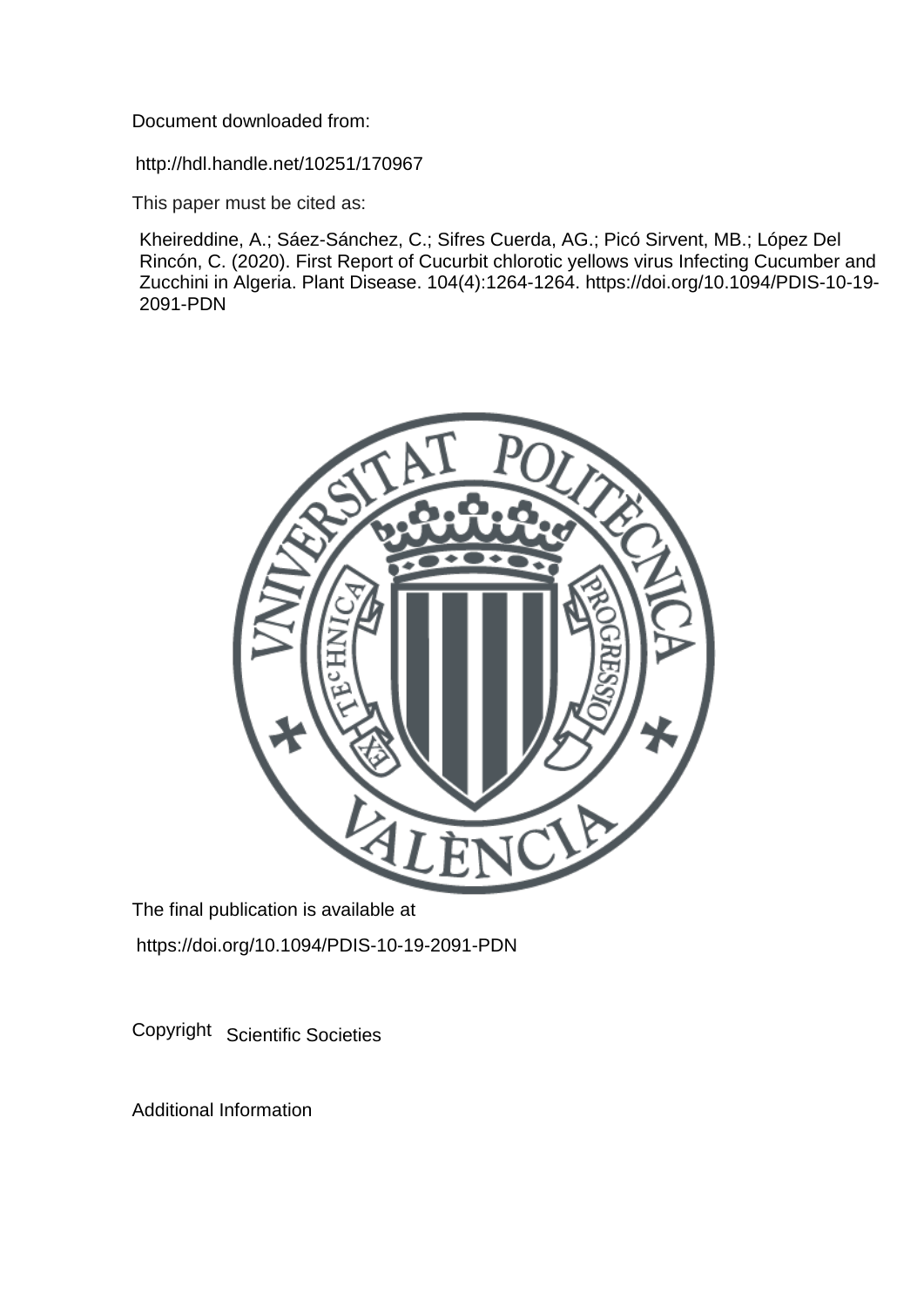Document downloaded from:

http://hdl.handle.net/10251/170967

This paper must be cited as:

Kheireddine, A.; Sáez-Sánchez, C.; Sifres Cuerda, AG.; Picó Sirvent, MB.; López Del Rincón, C. (2020). First Report of Cucurbit chlorotic yellows virus Infecting Cucumber and Zucchini in Algeria. Plant Disease. 104(4):1264-1264. https://doi.org/10.1094/PDIS-10-19-2091-PDN

The final publication is available at

https://doi.org/10.1094/PDIS-10-19-2091-PDN

Copyright Scientific Societies

Additional Information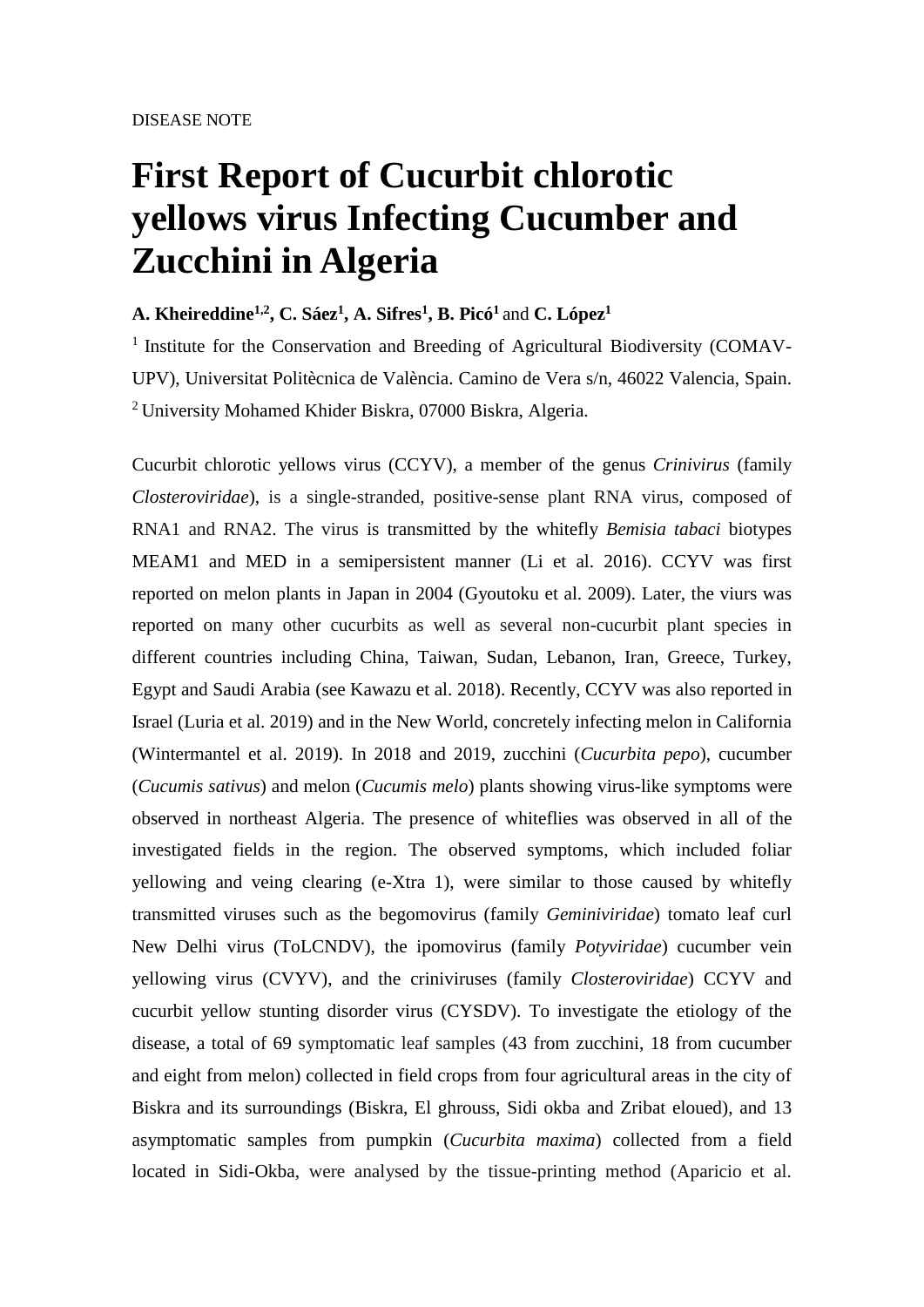DISEASE NOTE

# First Report of Cucurbit chlorotic yellows virus Infecting Cucumber and Zucchini in Algeria

**A. Kheireddine[1,2], C. Sáez[1], A. Sifres[1], B. Picó[1]** and **C. López[1]**

[1] Institute for the Conservation and Breeding of Agricultural Biodiversity (COMAV-UPV), Universitat Politècnica de València. Camino de Vera s/n, 46022 Valencia, Spain.
[2] University Mohamed Khider Biskra, 07000 Biskra, Algeria.

Cucurbit chlorotic yellows virus (CCYV), a member of the genus *Crinivirus* (family *Closteroviridae*), is a single-stranded, positive-sense plant RNA virus, composed of RNA1 and RNA2. The virus is transmitted by the whitefly *Bemisia tabaci* biotypes MEAM1 and MED in a semipersistent manner (Li et al. 2016). CCYV was first reported on melon plants in Japan in 2004 (Gyoutoku et al. 2009). Later, the viurs was reported on many other cucurbits as well as several non-cucurbit plant species in different countries including China, Taiwan, Sudan, Lebanon, Iran, Greece, Turkey, Egypt and Saudi Arabia (see Kawazu et al. 2018). Recently, CCYV was also reported in Israel (Luria et al. 2019) and in the New World, concretely infecting melon in California (Wintermantel et al. 2019). In 2018 and 2019, zucchini (*Cucurbita pepo*), cucumber (*Cucumis sativus*) and melon (*Cucumis melo*) plants showing virus-like symptoms were observed in northeast Algeria. The presence of whiteflies was observed in all of the investigated fields in the region. The observed symptoms, which included foliar yellowing and veing clearing (e-Xtra 1), were similar to those caused by whitefly transmitted viruses such as the begomovirus (family *Geminiviridae*) tomato leaf curl New Delhi virus (ToLCNDV), the ipomovirus (family *Potyviridae*) cucumber vein yellowing virus (CVYV), and the criniviruses (family *Closteroviridae*) CCYV and cucurbit yellow stunting disorder virus (CYSDV). To investigate the etiology of the disease, a total of 69 symptomatic leaf samples (43 from zucchini, 18 from cucumber and eight from melon) collected in field crops from four agricultural areas in the city of Biskra and its surroundings (Biskra, El ghrouss, Sidi okba and Zribat eloued), and 13 asymptomatic samples from pumpkin (*Cucurbita maxima*) collected from a field located in Sidi-Okba, were analysed by the tissue-printing method (Aparicio et al.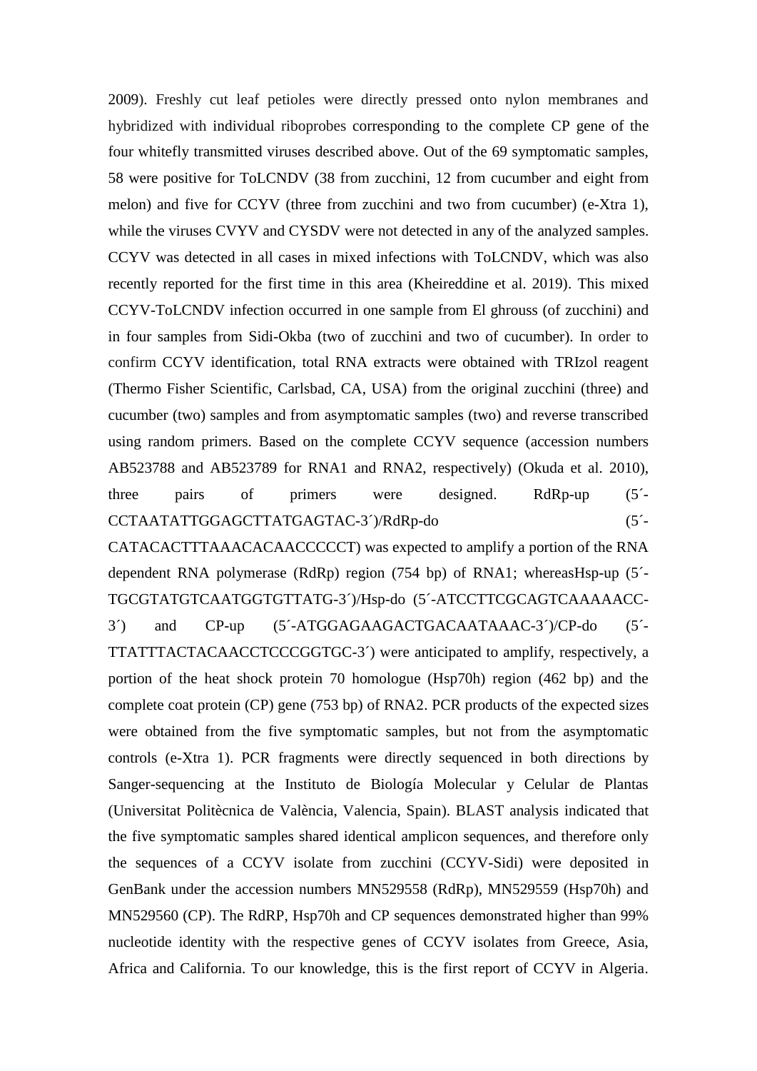2009). Freshly cut leaf petioles were directly pressed onto nylon membranes and hybridized with individual riboprobes corresponding to the complete CP gene of the four whitefly transmitted viruses described above. Out of the 69 symptomatic samples, 58 were positive for ToLCNDV (38 from zucchini, 12 from cucumber and eight from melon) and five for CCYV (three from zucchini and two from cucumber) (e-Xtra 1), while the viruses CVYV and CYSDV were not detected in any of the analyzed samples. CCYV was detected in all cases in mixed infections with ToLCNDV, which was also recently reported for the first time in this area (Kheireddine et al. 2019). This mixed CCYV-ToLCNDV infection occurred in one sample from El ghrouss (of zucchini) and in four samples from Sidi-Okba (two of zucchini and two of cucumber). In order to confirm CCYV identification, total RNA extracts were obtained with TRIzol reagent (Thermo Fisher Scientific, Carlsbad, CA, USA) from the original zucchini (three) and cucumber (two) samples and from asymptomatic samples (two) and reverse transcribed using random primers. Based on the complete CCYV sequence (accession numbers AB523788 and AB523789 for RNA1 and RNA2, respectively) (Okuda et al. 2010), three pairs of primers were designed. RdRp-up (5´-CCTAATATTGGAGCTTATGAGTAC-3´)/RdRp-do (5´-CATACACTTTAAACACAACCCCCT) was expected to amplify a portion of the RNA dependent RNA polymerase (RdRp) region (754 bp) of RNA1; whereasHsp-up (5´-TGCGTATGTCAATGGTGTTATG-3´)/Hsp-do (5´-ATCCTTCGCAGTCAAAAACC-3´) and CP-up (5´-ATGGAGAAGACTGACAATAAAC-3´)/CP-do (5´-TTATTTACTACAACCTCCCGGTGC-3´) were anticipated to amplify, respectively, a portion of the heat shock protein 70 homologue (Hsp70h) region (462 bp) and the complete coat protein (CP) gene (753 bp) of RNA2. PCR products of the expected sizes were obtained from the five symptomatic samples, but not from the asymptomatic controls (e-Xtra 1). PCR fragments were directly sequenced in both directions by Sanger-sequencing at the Instituto de Biología Molecular y Celular de Plantas (Universitat Politècnica de València, Valencia, Spain). BLAST analysis indicated that the five symptomatic samples shared identical amplicon sequences, and therefore only the sequences of a CCYV isolate from zucchini (CCYV-Sidi) were deposited in GenBank under the accession numbers MN529558 (RdRp), MN529559 (Hsp70h) and MN529560 (CP). The RdRP, Hsp70h and CP sequences demonstrated higher than 99% nucleotide identity with the respective genes of CCYV isolates from Greece, Asia, Africa and California. To our knowledge, this is the first report of CCYV in Algeria.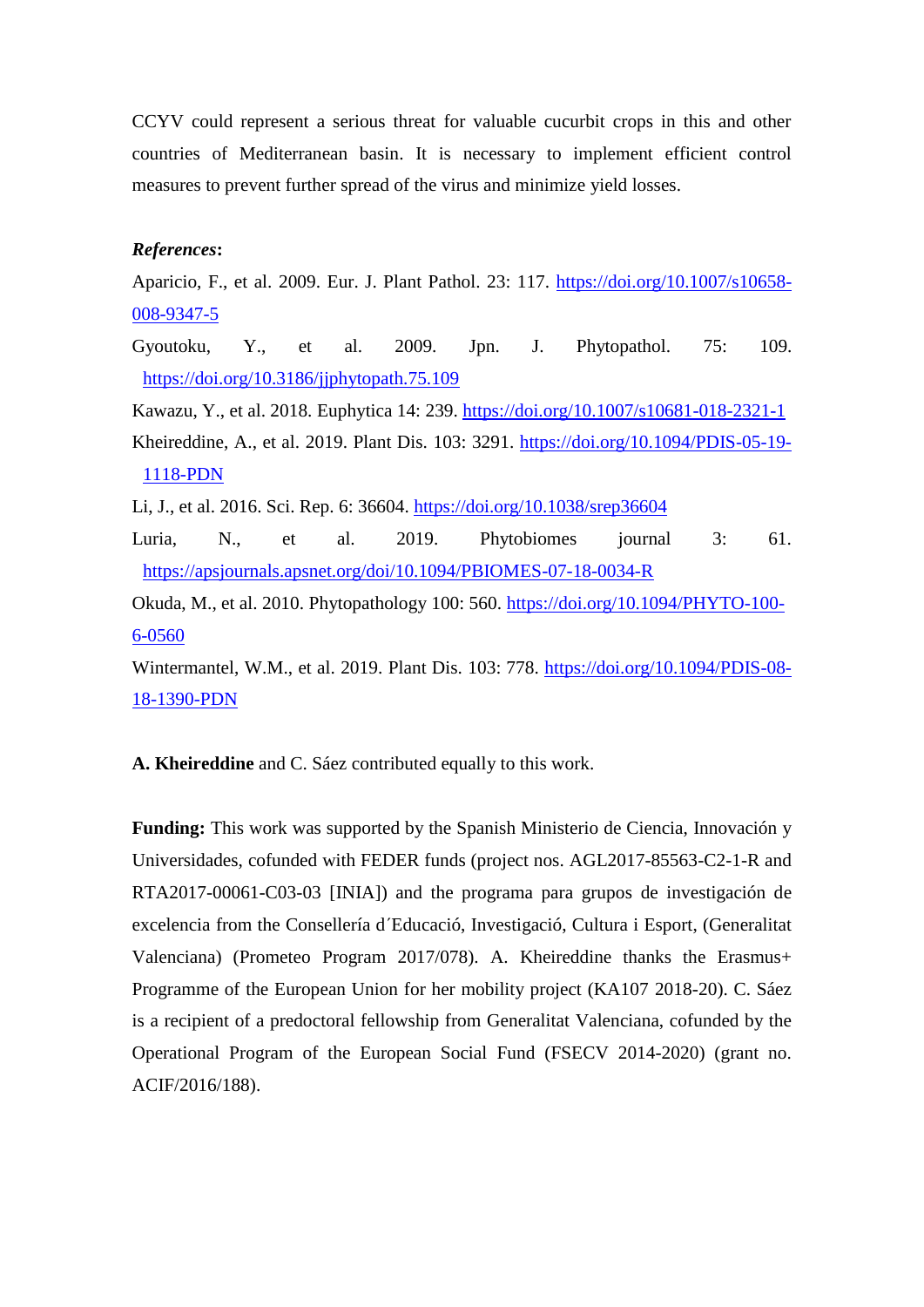CCYV could represent a serious threat for valuable cucurbit crops in this and other countries of Mediterranean basin. It is necessary to implement efficient control measures to prevent further spread of the virus and minimize yield losses.

***References*:**

Aparicio, F., et al. 2009. Eur. J. Plant Pathol. 23: 117. https://doi.org/10.1007/s10658-008-9347-5

Gyoutoku, Y., et al. 2009. Jpn. J. Phytopathol. 75: 109. https://doi.org/10.3186/jjphytopath.75.109

Kawazu, Y., et al. 2018. Euphytica 14: 239. https://doi.org/10.1007/s10681-018-2321-1

Kheireddine, A., et al. 2019. Plant Dis. 103: 3291. https://doi.org/10.1094/PDIS-05-19-1118-PDN

Li, J., et al. 2016. Sci. Rep. 6: 36604. https://doi.org/10.1038/srep36604

Luria, N., et al. 2019. Phytobiomes journal 3: 61. https://apsjournals.apsnet.org/doi/10.1094/PBIOMES-07-18-0034-R

Okuda, M., et al. 2010. Phytopathology 100: 560. https://doi.org/10.1094/PHYTO-100-6-0560

Wintermantel, W.M., et al. 2019. Plant Dis. 103: 778. https://doi.org/10.1094/PDIS-08-18-1390-PDN

**A. Kheireddine** and C. Sáez contributed equally to this work.

**Funding:** This work was supported by the Spanish Ministerio de Ciencia, Innovación y Universidades, cofunded with FEDER funds (project nos. AGL2017-85563-C2-1-R and RTA2017-00061-C03-03 [INIA]) and the programa para grupos de investigación de excelencia from the Consellería d´Educació, Investigació, Cultura i Esport, (Generalitat Valenciana) (Prometeo Program 2017/078). A. Kheireddine thanks the Erasmus+ Programme of the European Union for her mobility project (KA107 2018-20). C. Sáez is a recipient of a predoctoral fellowship from Generalitat Valenciana, cofunded by the Operational Program of the European Social Fund (FSECV 2014-2020) (grant no. ACIF/2016/188).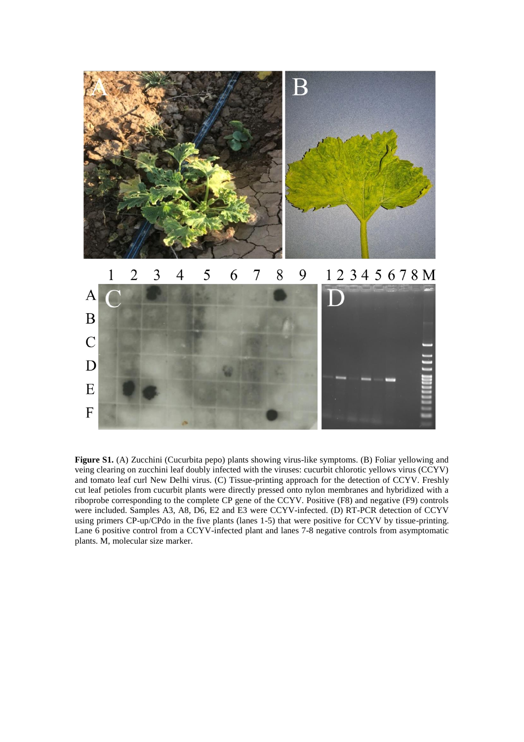**Figure S1.** (A) Zucchini (Cucurbita pepo) plants showing virus-like symptoms. (B) Foliar yellowing and veing clearing on zucchini leaf doubly infected with the viruses: cucurbit chlorotic yellows virus (CCYV) and tomato leaf curl New Delhi virus. (C) Tissue-printing approach for the detection of CCYV. Freshly cut leaf petioles from cucurbit plants were directly pressed onto nylon membranes and hybridized with a riboprobe corresponding to the complete CP gene of the CCYV. Positive (F8) and negative (F9) controls were included. Samples A3, A8, D6, E2 and E3 were CCYV-infected. (D) RT-PCR detection of CCYV using primers CP-up/CPdo in the five plants (lanes 1-5) that were positive for CCYV by tissue-printing. Lane 6 positive control from a CCYV-infected plant and lanes 7-8 negative controls from asymptomatic plants. M, molecular size marker.